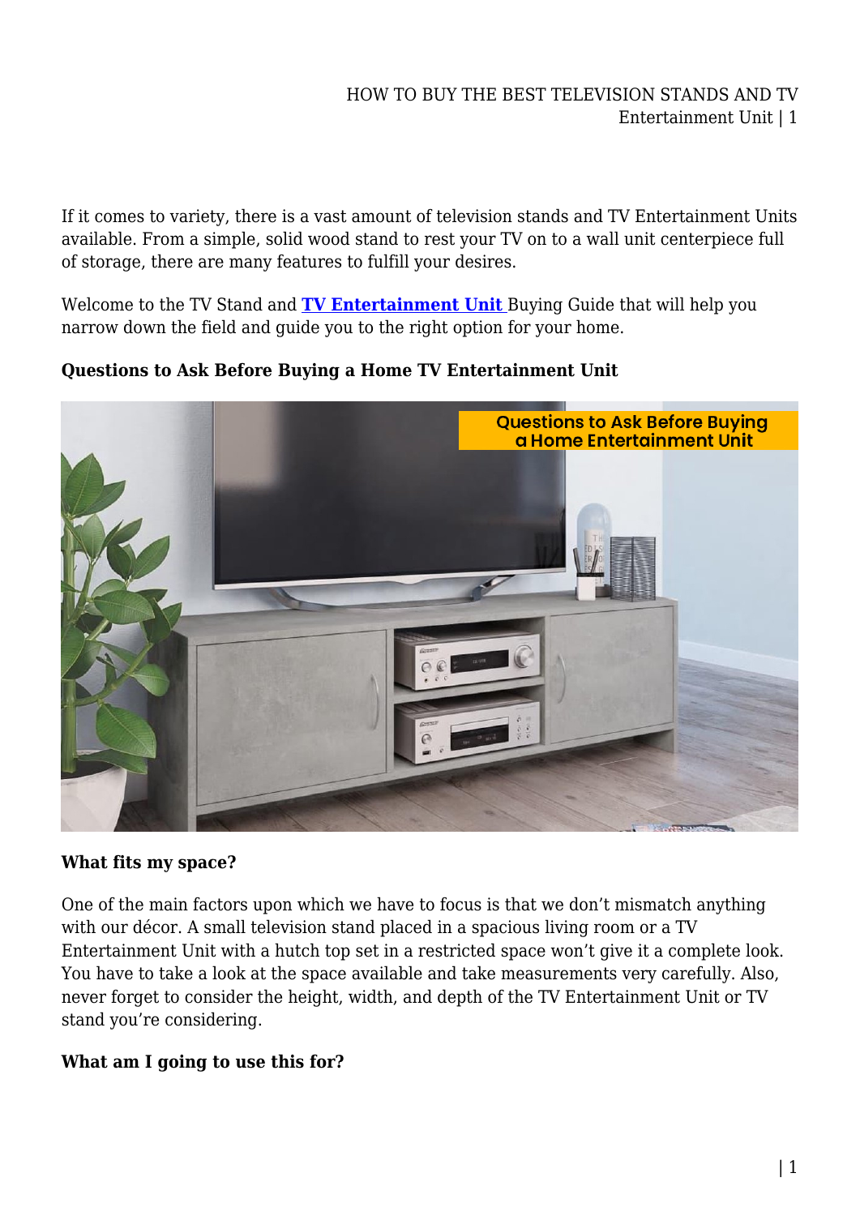If it comes to variety, there is a vast amount of television stands and TV Entertainment Units available. From a simple, solid wood stand to rest your TV on to a wall unit centerpiece full of storage, there are many features to fulfill your desires.

Welcome to the TV Stand and **TV Entertainment Unit** Buying Guide that will help you narrow down the field and guide you to the right option for your home.

**Questions to Ask Before Buying a Home TV Entertainment Unit**

**What fits my space?**

One of the main factors upon which we have to focus is that we don't mismatch anything with our décor. A small television stand placed in a spacious living room or a TV Entertainment Unit with a hutch top set in a restricted space won't give it a complete look. You have to take a look at the space available and take measurements very carefully. Also, never forget to consider the height, width, and depth of the TV Entertainment Unit or TV stand you're considering.

**What am I going to use this for?**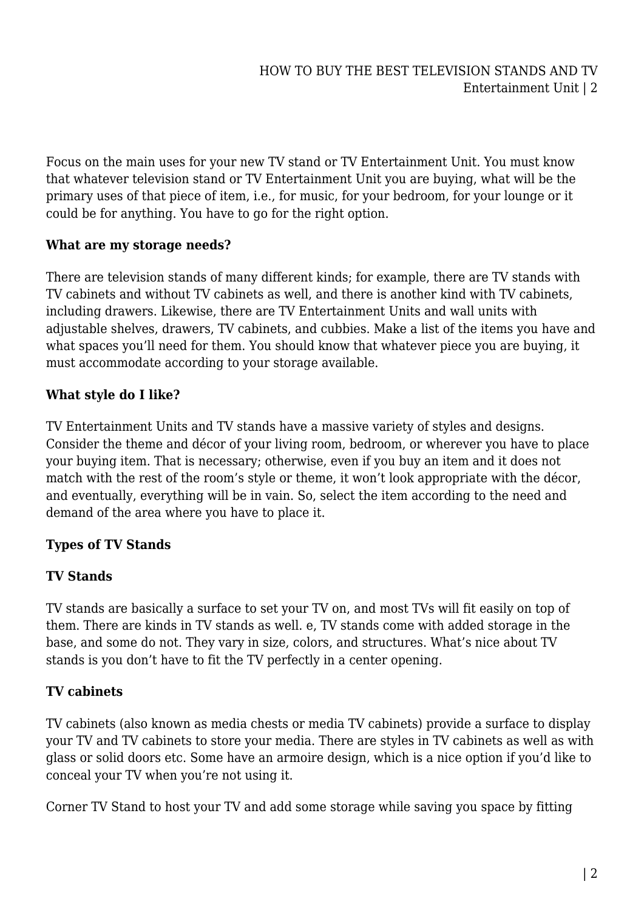Focus on the main uses for your new TV stand or TV Entertainment Unit. You must know that whatever television stand or TV Entertainment Unit you are buying, what will be the primary uses of that piece of item, i.e., for music, for your bedroom, for your lounge or it could be for anything. You have to go for the right option.

**What are my storage needs?**

There are television stands of many different kinds; for example, there are TV stands with TV cabinets and without TV cabinets as well, and there is another kind with TV cabinets, including drawers. Likewise, there are TV Entertainment Units and wall units with adjustable shelves, drawers, TV cabinets, and cubbies. Make a list of the items you have and what spaces you'll need for them. You should know that whatever piece you are buying, it must accommodate according to your storage available.

**What style do I like?**

TV Entertainment Units and TV stands have a massive variety of styles and designs. Consider the theme and décor of your living room, bedroom, or wherever you have to place your buying item. That is necessary; otherwise, even if you buy an item and it does not match with the rest of the room's style or theme, it won't look appropriate with the décor, and eventually, everything will be in vain. So, select the item according to the need and demand of the area where you have to place it.

**Types of TV Stands**

**TV Stands**

TV stands are basically a surface to set your TV on, and most TVs will fit easily on top of them. There are kinds in TV stands as well. e, TV stands come with added storage in the base, and some do not. They vary in size, colors, and structures. What's nice about TV stands is you don't have to fit the TV perfectly in a center opening.

**TV cabinets**

TV cabinets (also known as media chests or media TV cabinets) provide a surface to display your TV and TV cabinets to store your media. There are styles in TV cabinets as well as with glass or solid doors etc. Some have an armoire design, which is a nice option if you'd like to conceal your TV when you're not using it.

Corner TV Stand to host your TV and add some storage while saving you space by fitting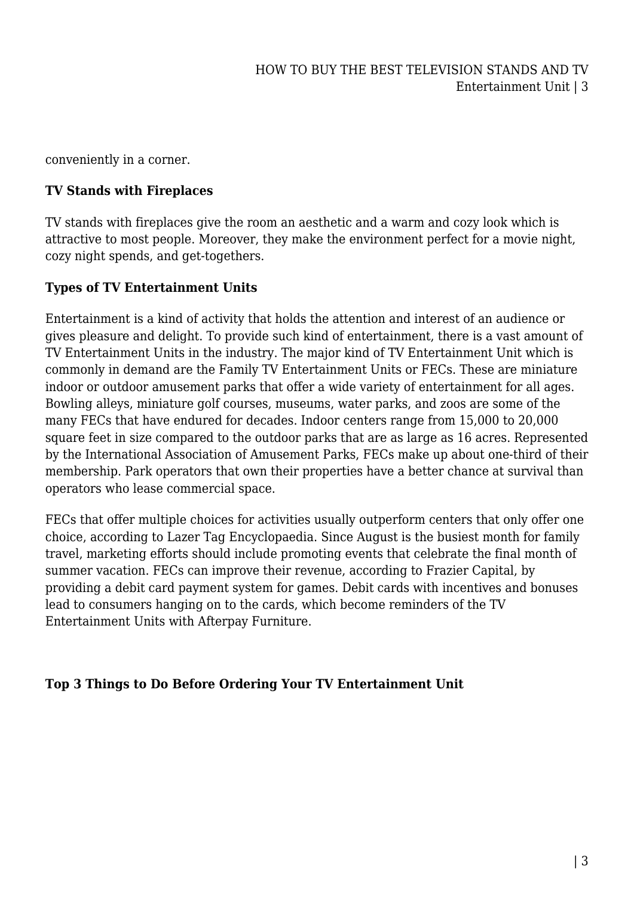conveniently in a corner.

**TV Stands with Fireplaces**

TV stands with fireplaces give the room an aesthetic and a warm and cozy look which is attractive to most people. Moreover, they make the environment perfect for a movie night, cozy night spends, and get-togethers.

**Types of TV Entertainment Units**

Entertainment is a kind of activity that holds the attention and interest of an audience or gives pleasure and delight. To provide such kind of entertainment, there is a vast amount of TV Entertainment Units in the industry. The major kind of TV Entertainment Unit which is commonly in demand are the Family TV Entertainment Units or FECs. These are miniature indoor or outdoor amusement parks that offer a wide variety of entertainment for all ages. Bowling alleys, miniature golf courses, museums, water parks, and zoos are some of the many FECs that have endured for decades. Indoor centers range from 15,000 to 20,000 square feet in size compared to the outdoor parks that are as large as 16 acres. Represented by the International Association of Amusement Parks, FECs make up about one-third of their membership. Park operators that own their properties have a better chance at survival than operators who lease commercial space.

FECs that offer multiple choices for activities usually outperform centers that only offer one choice, according to Lazer Tag Encyclopaedia. Since August is the busiest month for family travel, marketing efforts should include promoting events that celebrate the final month of summer vacation. FECs can improve their revenue, according to Frazier Capital, by providing a debit card payment system for games. Debit cards with incentives and bonuses lead to consumers hanging on to the cards, which become reminders of the TV Entertainment Units with Afterpay Furniture.

**Top 3 Things to Do Before Ordering Your TV Entertainment Unit**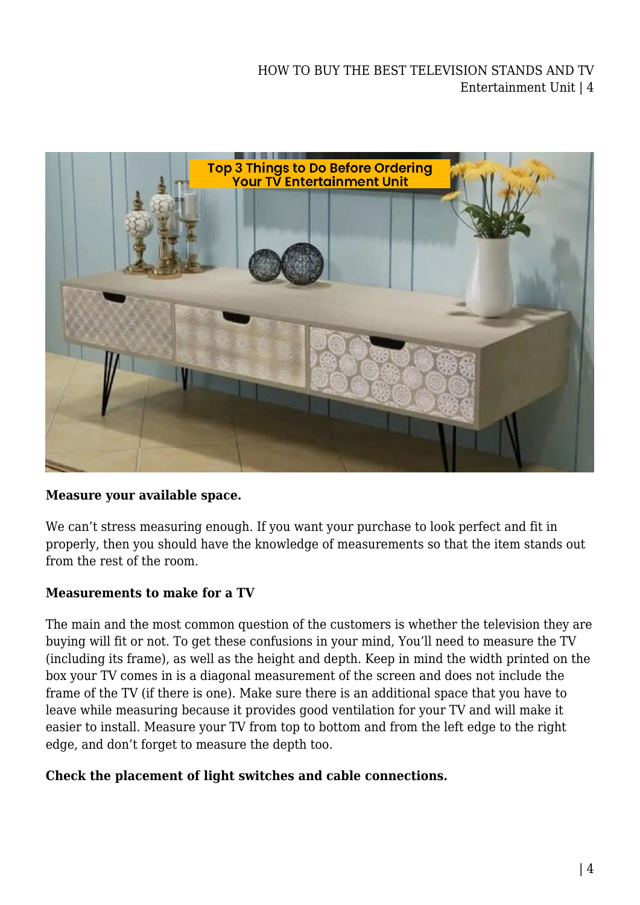**Measure your available space.**

We can't stress measuring enough. If you want your purchase to look perfect and fit in properly, then you should have the knowledge of measurements so that the item stands out from the rest of the room.

**Measurements to make for a TV**

The main and the most common question of the customers is whether the television they are buying will fit or not. To get these confusions in your mind, You'll need to measure the TV (including its frame), as well as the height and depth. Keep in mind the width printed on the box your TV comes in is a diagonal measurement of the screen and does not include the frame of the TV (if there is one). Make sure there is an additional space that you have to leave while measuring because it provides good ventilation for your TV and will make it easier to install. Measure your TV from top to bottom and from the left edge to the right edge, and don't forget to measure the depth too.

**Check the placement of light switches and cable connections.**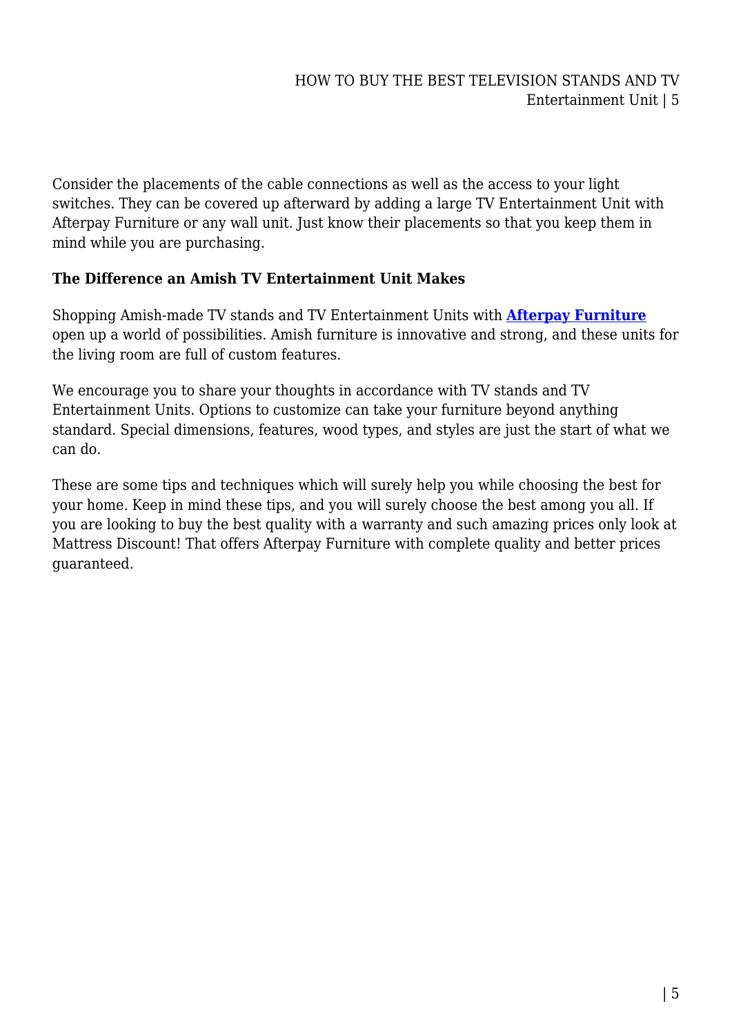Consider the placements of the cable connections as well as the access to your light switches. They can be covered up afterward by adding a large TV Entertainment Unit with Afterpay Furniture or any wall unit. Just know their placements so that you keep them in mind while you are purchasing.

**The Difference an Amish TV Entertainment Unit Makes**

Shopping Amish-made TV stands and TV Entertainment Units with **Afterpay Furniture** open up a world of possibilities. Amish furniture is innovative and strong, and these units for the living room are full of custom features.

We encourage you to share your thoughts in accordance with TV stands and TV Entertainment Units. Options to customize can take your furniture beyond anything standard. Special dimensions, features, wood types, and styles are just the start of what we can do.

These are some tips and techniques which will surely help you while choosing the best for your home. Keep in mind these tips, and you will surely choose the best among you all. If you are looking to buy the best quality with a warranty and such amazing prices only look at Mattress Discount! That offers Afterpay Furniture with complete quality and better prices guaranteed.